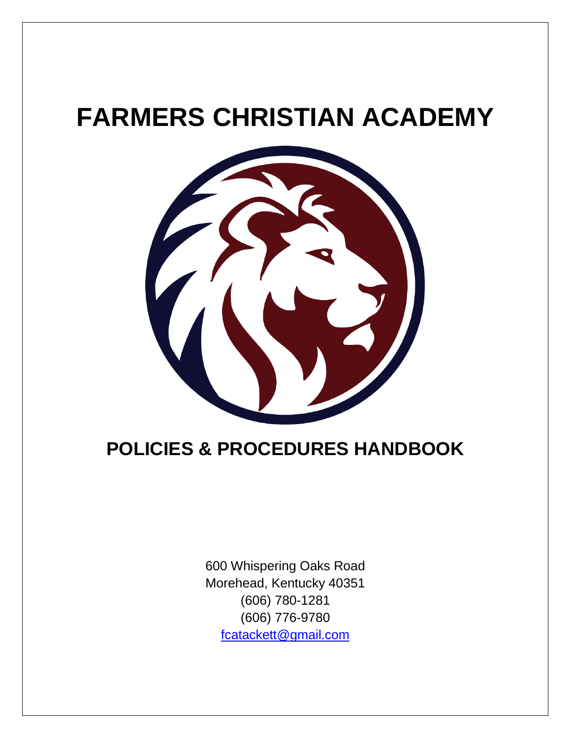# FARMERS CHRISTIAN ACADEMY

## POLICIES & PROCEDURES HANDBOOK

600 Whispering Oaks Road
Morehead, Kentucky 40351
(606) 780-1281
(606) 776-9780
fcatackett@gmail.com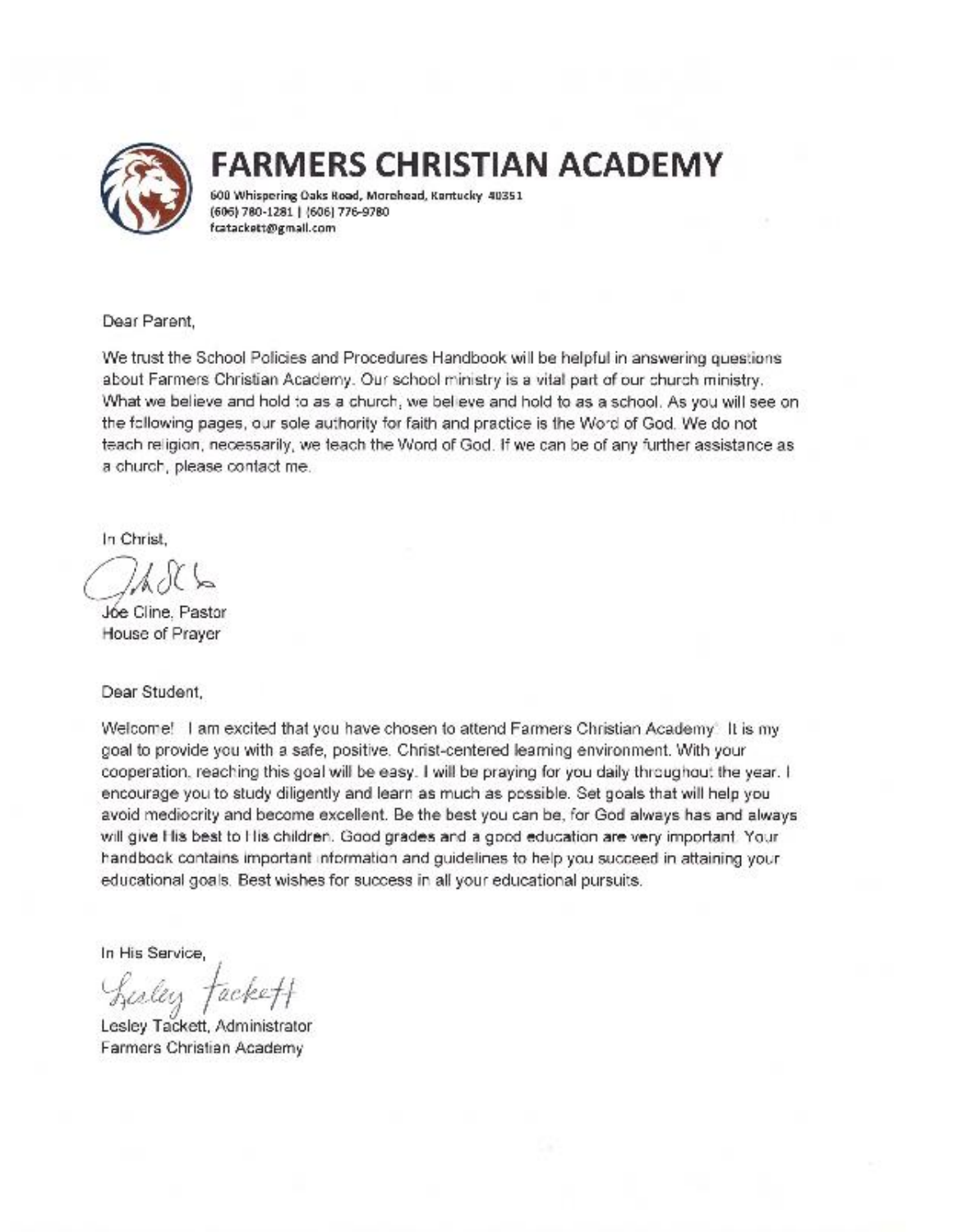# FARMERS CHRISTIAN ACADEMY

600 Whispering Oaks Road, Morehead, Kentucky 40351
(606) 780-1281 | (606) 776-9780
fcatackett@gmail.com

Dear Parent,

We trust the School Policies and Procedures Handbook will be helpful in answering questions about Farmers Christian Academy. Our school ministry is a vital part of our church ministry. What we believe and hold to as a church, we believe and hold to as a school. As you will see on the following pages, our sole authority for faith and practice is the Word of God. We do not teach religion, necessarily, we teach the Word of God. If we can be of any further assistance as a church, please contact me.

In Christ,

Joe Cline, Pastor
House of Prayer

Dear Student,

Welcome! I am excited that you have chosen to attend Farmers Christian Academy. It is my goal to provide you with a safe, positive, Christ-centered learning environment. With your cooperation, reaching this goal will be easy. I will be praying for you daily throughout the year. I encourage you to study diligently and learn as much as possible. Set goals that will help you avoid mediocrity and become excellent. Be the best you can be, for God always has and always will give His best to His children. Good grades and a good education are very important. Your handbook contains important information and guidelines to help you succeed in attaining your educational goals. Best wishes for success in all your educational pursuits.

In His Service,

Lesley Tackett, Administrator
Farmers Christian Academy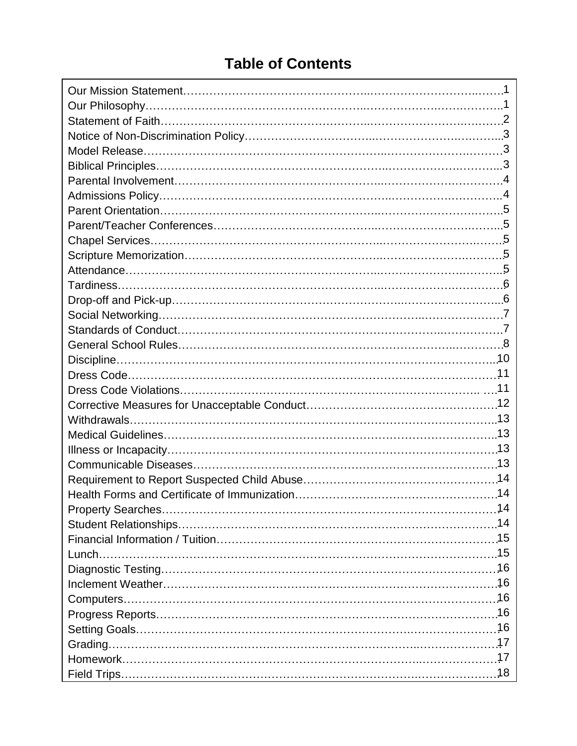# Table of Contents

| Section | Page |
| --- | --- |
| Our Mission Statement | 1 |
| Our Philosophy | 1 |
| Statement of Faith | 2 |
| Notice of Non-Discrimination Policy | 3 |
| Model Release | 3 |
| Biblical Principles | 3 |
| Parental Involvement | 4 |
| Admissions Policy | 4 |
| Parent Orientation | 5 |
| Parent/Teacher Conferences | 5 |
| Chapel Services | 5 |
| Scripture Memorization | 5 |
| Attendance | 5 |
| Tardiness | 6 |
| Drop-off and Pick-up | 6 |
| Social Networking | 7 |
| Standards of Conduct | 7 |
| General School Rules | 8 |
| Discipline | 10 |
| Dress Code | 11 |
| Dress Code Violations | 11 |
| Corrective Measures for Unacceptable Conduct | 12 |
| Withdrawals | 13 |
| Medical Guidelines | 13 |
| Illness or Incapacity | 13 |
| Communicable Diseases | 13 |
| Requirement to Report Suspected Child Abuse | 14 |
| Health Forms and Certificate of Immunization | 14 |
| Property Searches | 14 |
| Student Relationships | 14 |
| Financial Information / Tuition | 15 |
| Lunch | 15 |
| Diagnostic Testing | 16 |
| Inclement Weather | 16 |
| Computers | 16 |
| Progress Reports | 16 |
| Setting Goals | 16 |
| Grading | 17 |
| Homework | 17 |
| Field Trips | 18 |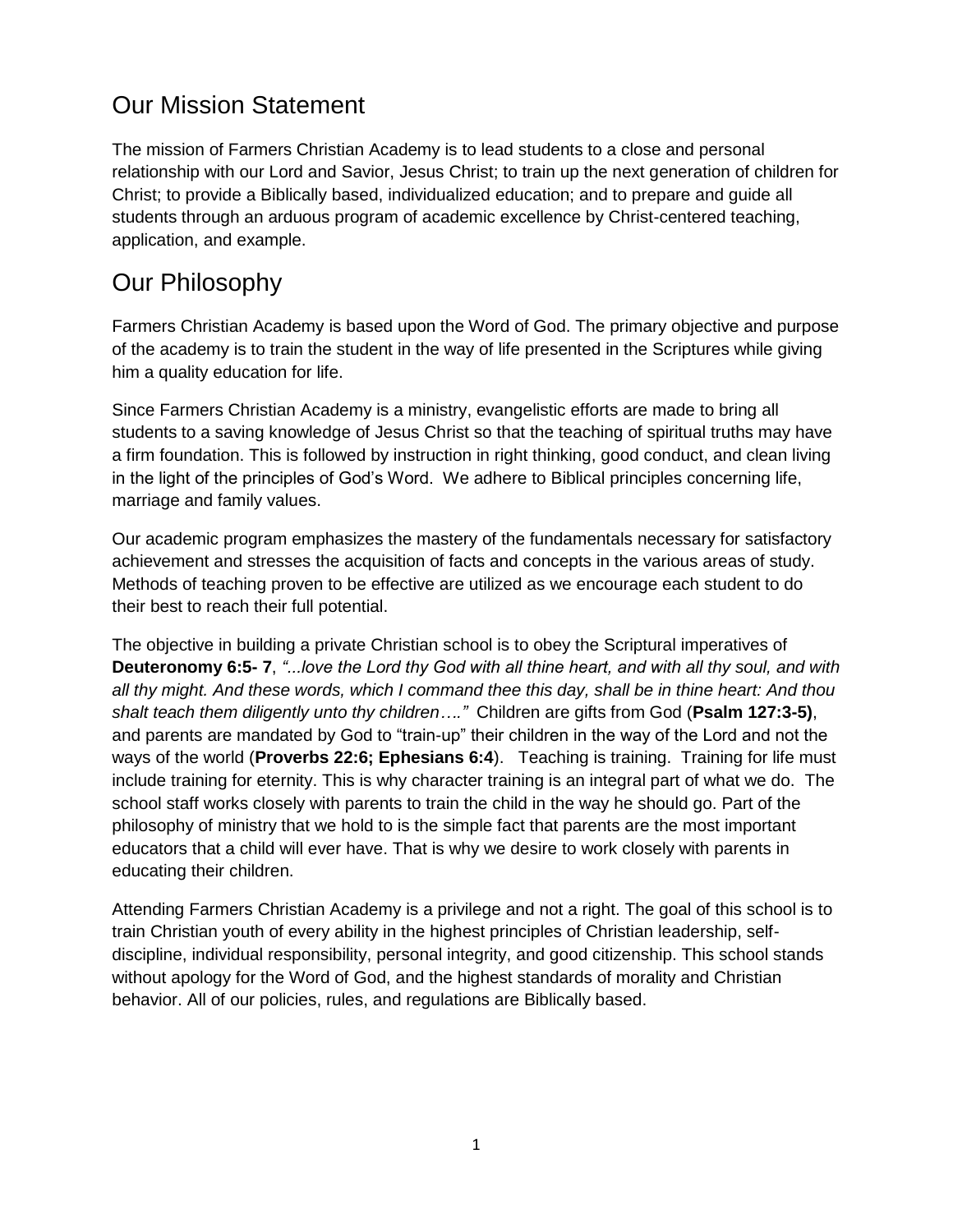## Our Mission Statement

The mission of Farmers Christian Academy is to lead students to a close and personal relationship with our Lord and Savior, Jesus Christ; to train up the next generation of children for Christ; to provide a Biblically based, individualized education; and to prepare and guide all students through an arduous program of academic excellence by Christ-centered teaching, application, and example.

## Our Philosophy

Farmers Christian Academy is based upon the Word of God. The primary objective and purpose of the academy is to train the student in the way of life presented in the Scriptures while giving him a quality education for life.

Since Farmers Christian Academy is a ministry, evangelistic efforts are made to bring all students to a saving knowledge of Jesus Christ so that the teaching of spiritual truths may have a firm foundation. This is followed by instruction in right thinking, good conduct, and clean living in the light of the principles of God's Word. We adhere to Biblical principles concerning life, marriage and family values.

Our academic program emphasizes the mastery of the fundamentals necessary for satisfactory achievement and stresses the acquisition of facts and concepts in the various areas of study. Methods of teaching proven to be effective are utilized as we encourage each student to do their best to reach their full potential.

The objective in building a private Christian school is to obey the Scriptural imperatives of **Deuteronomy 6:5- 7**, *"...love the Lord thy God with all thine heart, and with all thy soul, and with all thy might. And these words, which I command thee this day, shall be in thine heart: And thou shalt teach them diligently unto thy children…."* Children are gifts from God (**Psalm 127:3-5)**, and parents are mandated by God to "train-up" their children in the way of the Lord and not the ways of the world (**Proverbs 22:6; Ephesians 6:4**). Teaching is training. Training for life must include training for eternity. This is why character training is an integral part of what we do. The school staff works closely with parents to train the child in the way he should go. Part of the philosophy of ministry that we hold to is the simple fact that parents are the most important educators that a child will ever have. That is why we desire to work closely with parents in educating their children.

Attending Farmers Christian Academy is a privilege and not a right. The goal of this school is to train Christian youth of every ability in the highest principles of Christian leadership, self-discipline, individual responsibility, personal integrity, and good citizenship. This school stands without apology for the Word of God, and the highest standards of morality and Christian behavior. All of our policies, rules, and regulations are Biblically based.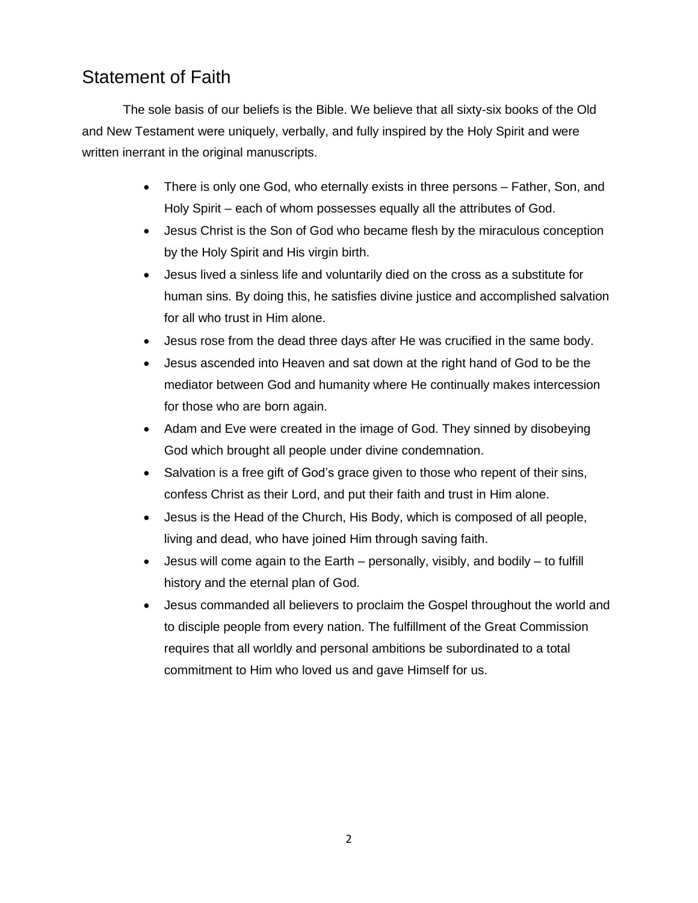## Statement of Faith

The sole basis of our beliefs is the Bible. We believe that all sixty-six books of the Old and New Testament were uniquely, verbally, and fully inspired by the Holy Spirit and were written inerrant in the original manuscripts.

- There is only one God, who eternally exists in three persons – Father, Son, and Holy Spirit – each of whom possesses equally all the attributes of God.
- Jesus Christ is the Son of God who became flesh by the miraculous conception by the Holy Spirit and His virgin birth.
- Jesus lived a sinless life and voluntarily died on the cross as a substitute for human sins. By doing this, he satisfies divine justice and accomplished salvation for all who trust in Him alone.
- Jesus rose from the dead three days after He was crucified in the same body.
- Jesus ascended into Heaven and sat down at the right hand of God to be the mediator between God and humanity where He continually makes intercession for those who are born again.
- Adam and Eve were created in the image of God. They sinned by disobeying God which brought all people under divine condemnation.
- Salvation is a free gift of God's grace given to those who repent of their sins, confess Christ as their Lord, and put their faith and trust in Him alone.
- Jesus is the Head of the Church, His Body, which is composed of all people, living and dead, who have joined Him through saving faith.
- Jesus will come again to the Earth – personally, visibly, and bodily – to fulfill history and the eternal plan of God.
- Jesus commanded all believers to proclaim the Gospel throughout the world and to disciple people from every nation. The fulfillment of the Great Commission requires that all worldly and personal ambitions be subordinated to a total commitment to Him who loved us and gave Himself for us.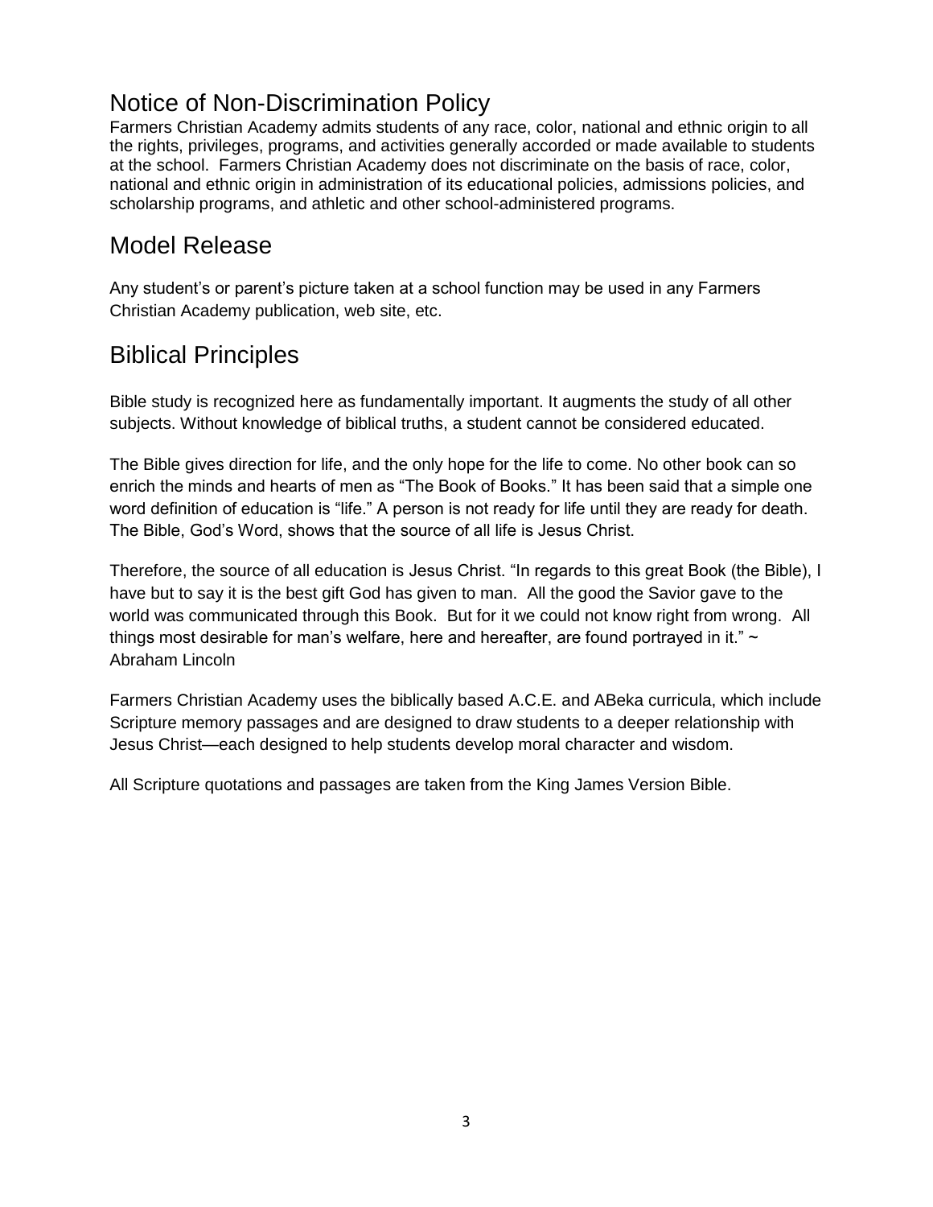## Notice of Non-Discrimination Policy

Farmers Christian Academy admits students of any race, color, national and ethnic origin to all the rights, privileges, programs, and activities generally accorded or made available to students at the school. Farmers Christian Academy does not discriminate on the basis of race, color, national and ethnic origin in administration of its educational policies, admissions policies, and scholarship programs, and athletic and other school-administered programs.

## Model Release

Any student's or parent's picture taken at a school function may be used in any Farmers Christian Academy publication, web site, etc.

## Biblical Principles

Bible study is recognized here as fundamentally important. It augments the study of all other subjects. Without knowledge of biblical truths, a student cannot be considered educated.

The Bible gives direction for life, and the only hope for the life to come. No other book can so enrich the minds and hearts of men as "The Book of Books." It has been said that a simple one word definition of education is "life." A person is not ready for life until they are ready for death. The Bible, God's Word, shows that the source of all life is Jesus Christ.

Therefore, the source of all education is Jesus Christ. "In regards to this great Book (the Bible), I have but to say it is the best gift God has given to man. All the good the Savior gave to the world was communicated through this Book. But for it we could not know right from wrong. All things most desirable for man's welfare, here and hereafter, are found portrayed in it." ~ Abraham Lincoln

Farmers Christian Academy uses the biblically based A.C.E. and ABeka curricula, which include Scripture memory passages and are designed to draw students to a deeper relationship with Jesus Christ—each designed to help students develop moral character and wisdom.

All Scripture quotations and passages are taken from the King James Version Bible.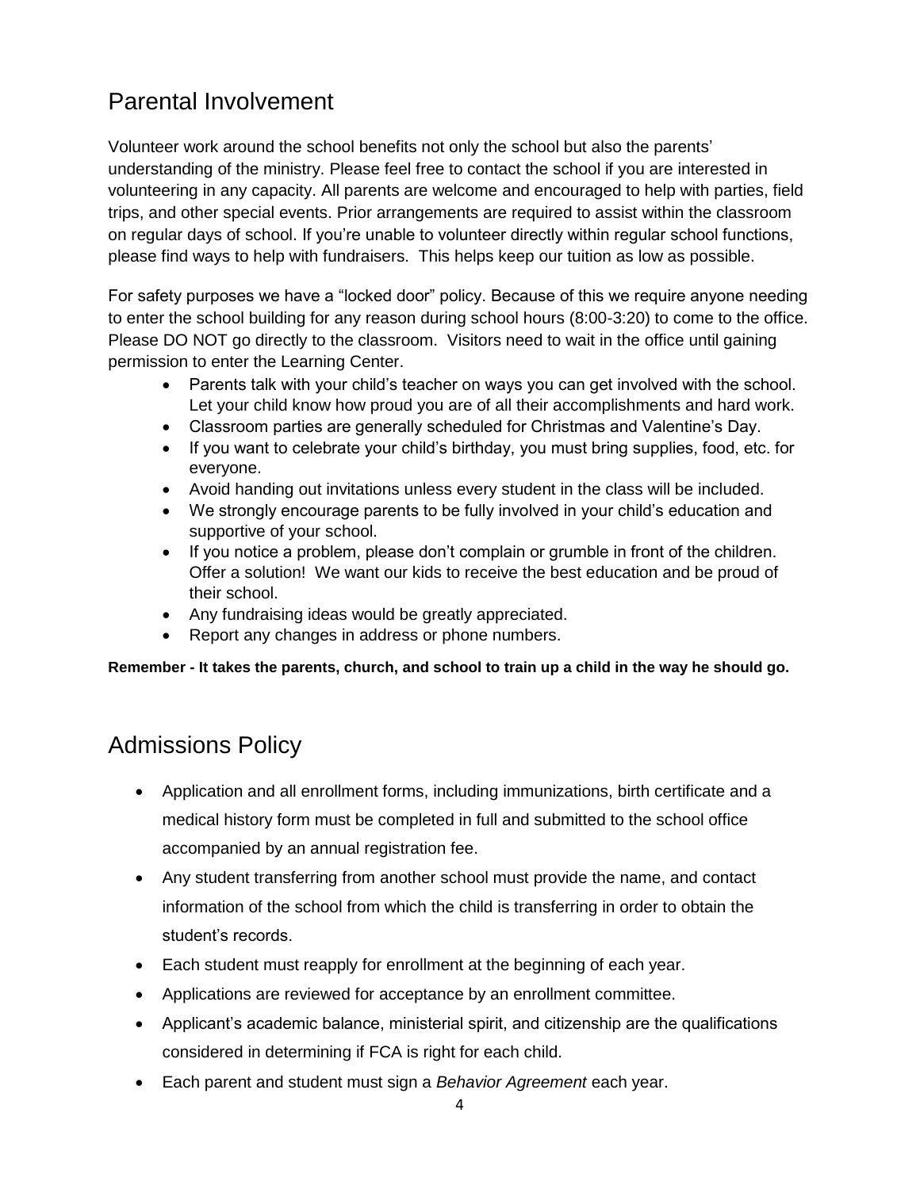## Parental Involvement

Volunteer work around the school benefits not only the school but also the parents' understanding of the ministry. Please feel free to contact the school if you are interested in volunteering in any capacity. All parents are welcome and encouraged to help with parties, field trips, and other special events. Prior arrangements are required to assist within the classroom on regular days of school. If you're unable to volunteer directly within regular school functions, please find ways to help with fundraisers. This helps keep our tuition as low as possible.

For safety purposes we have a "locked door" policy. Because of this we require anyone needing to enter the school building for any reason during school hours (8:00-3:20) to come to the office. Please DO NOT go directly to the classroom. Visitors need to wait in the office until gaining permission to enter the Learning Center.

- Parents talk with your child's teacher on ways you can get involved with the school. Let your child know how proud you are of all their accomplishments and hard work.
- Classroom parties are generally scheduled for Christmas and Valentine's Day.
- If you want to celebrate your child's birthday, you must bring supplies, food, etc. for everyone.
- Avoid handing out invitations unless every student in the class will be included.
- We strongly encourage parents to be fully involved in your child's education and supportive of your school.
- If you notice a problem, please don't complain or grumble in front of the children. Offer a solution! We want our kids to receive the best education and be proud of their school.
- Any fundraising ideas would be greatly appreciated.
- Report any changes in address or phone numbers.

**Remember - It takes the parents, church, and school to train up a child in the way he should go.**

## Admissions Policy

- Application and all enrollment forms, including immunizations, birth certificate and a medical history form must be completed in full and submitted to the school office accompanied by an annual registration fee.
- Any student transferring from another school must provide the name, and contact information of the school from which the child is transferring in order to obtain the student's records.
- Each student must reapply for enrollment at the beginning of each year.
- Applications are reviewed for acceptance by an enrollment committee.
- Applicant's academic balance, ministerial spirit, and citizenship are the qualifications considered in determining if FCA is right for each child.
- Each parent and student must sign a *Behavior Agreement* each year.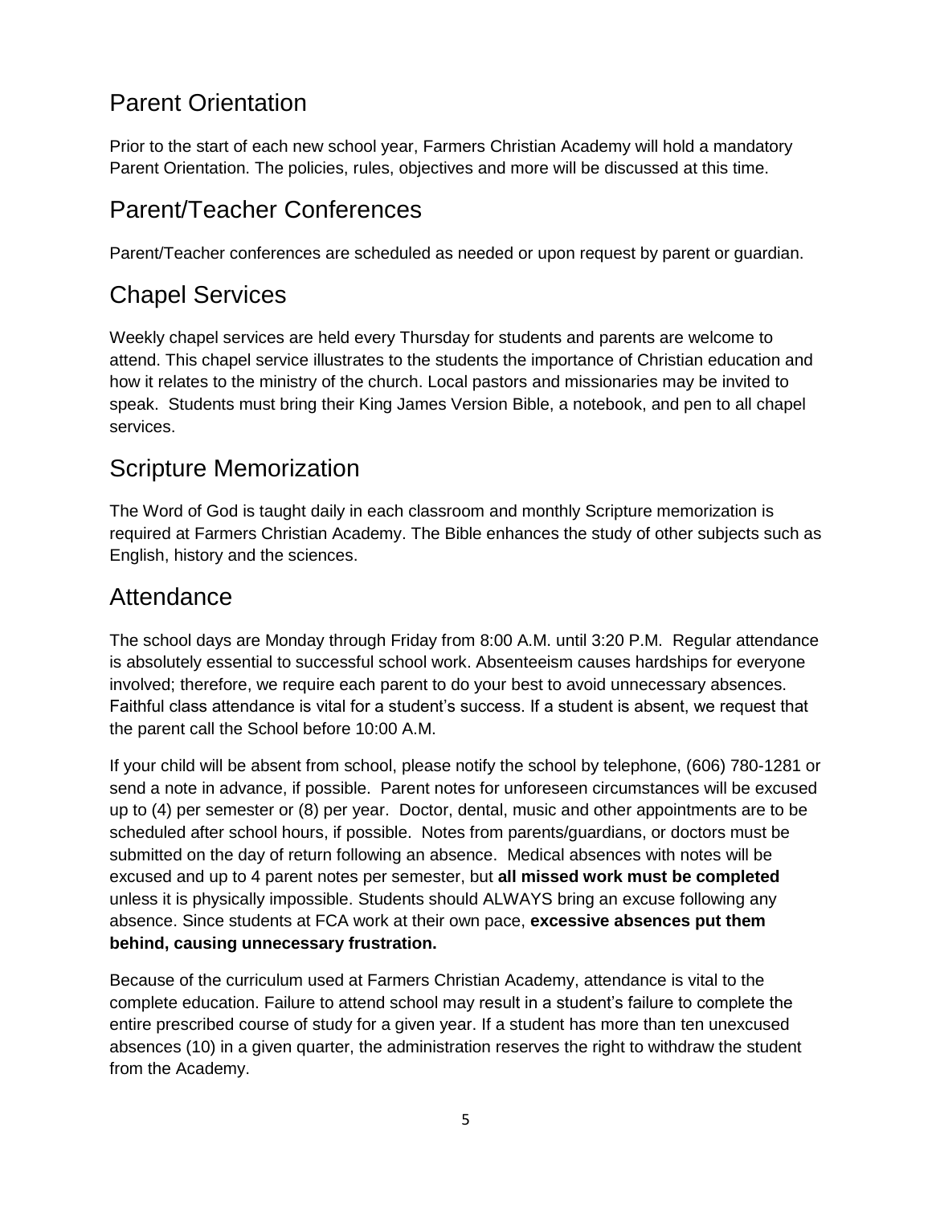## Parent Orientation

Prior to the start of each new school year, Farmers Christian Academy will hold a mandatory Parent Orientation. The policies, rules, objectives and more will be discussed at this time.

## Parent/Teacher Conferences

Parent/Teacher conferences are scheduled as needed or upon request by parent or guardian.

## Chapel Services

Weekly chapel services are held every Thursday for students and parents are welcome to attend. This chapel service illustrates to the students the importance of Christian education and how it relates to the ministry of the church. Local pastors and missionaries may be invited to speak. Students must bring their King James Version Bible, a notebook, and pen to all chapel services.

## Scripture Memorization

The Word of God is taught daily in each classroom and monthly Scripture memorization is required at Farmers Christian Academy. The Bible enhances the study of other subjects such as English, history and the sciences.

## Attendance

The school days are Monday through Friday from 8:00 A.M. until 3:20 P.M. Regular attendance is absolutely essential to successful school work. Absenteeism causes hardships for everyone involved; therefore, we require each parent to do your best to avoid unnecessary absences. Faithful class attendance is vital for a student's success. If a student is absent, we request that the parent call the School before 10:00 A.M.

If your child will be absent from school, please notify the school by telephone, (606) 780-1281 or send a note in advance, if possible. Parent notes for unforeseen circumstances will be excused up to (4) per semester or (8) per year. Doctor, dental, music and other appointments are to be scheduled after school hours, if possible. Notes from parents/guardians, or doctors must be submitted on the day of return following an absence. Medical absences with notes will be excused and up to 4 parent notes per semester, but **all missed work must be completed** unless it is physically impossible. Students should ALWAYS bring an excuse following any absence. Since students at FCA work at their own pace, **excessive absences put them behind, causing unnecessary frustration.**

Because of the curriculum used at Farmers Christian Academy, attendance is vital to the complete education. Failure to attend school may result in a student's failure to complete the entire prescribed course of study for a given year. If a student has more than ten unexcused absences (10) in a given quarter, the administration reserves the right to withdraw the student from the Academy.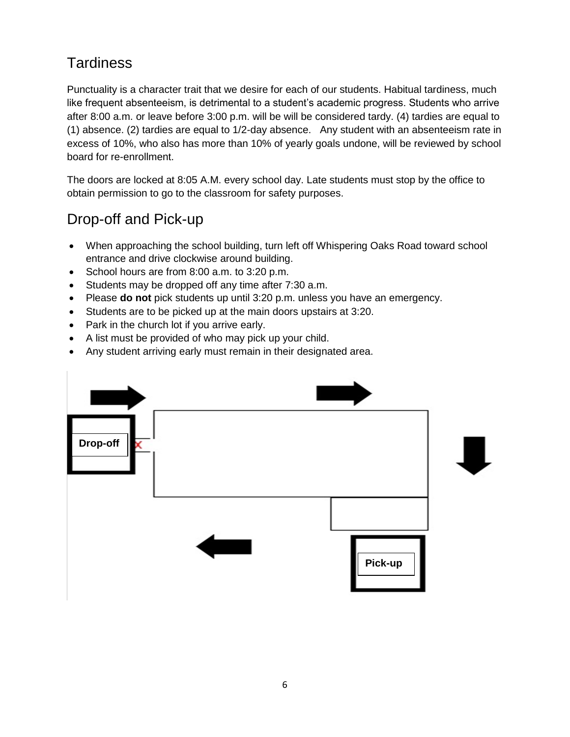## Tardiness

Punctuality is a character trait that we desire for each of our students. Habitual tardiness, much like frequent absenteeism, is detrimental to a student's academic progress. Students who arrive after 8:00 a.m. or leave before 3:00 p.m. will be will be considered tardy. (4) tardies are equal to (1) absence. (2) tardies are equal to 1/2-day absence. Any student with an absenteeism rate in excess of 10%, who also has more than 10% of yearly goals undone, will be reviewed by school board for re-enrollment.

The doors are locked at 8:05 A.M. every school day. Late students must stop by the office to obtain permission to go to the classroom for safety purposes.

## Drop-off and Pick-up

- When approaching the school building, turn left off Whispering Oaks Road toward school entrance and drive clockwise around building.
- School hours are from 8:00 a.m. to 3:20 p.m.
- Students may be dropped off any time after 7:30 a.m.
- Please **do not** pick students up until 3:20 p.m. unless you have an emergency.
- Students are to be picked up at the main doors upstairs at 3:20.
- Park in the church lot if you arrive early.
- A list must be provided of who may pick up your child.
- Any student arriving early must remain in their designated area.

Drop-off

Pick-up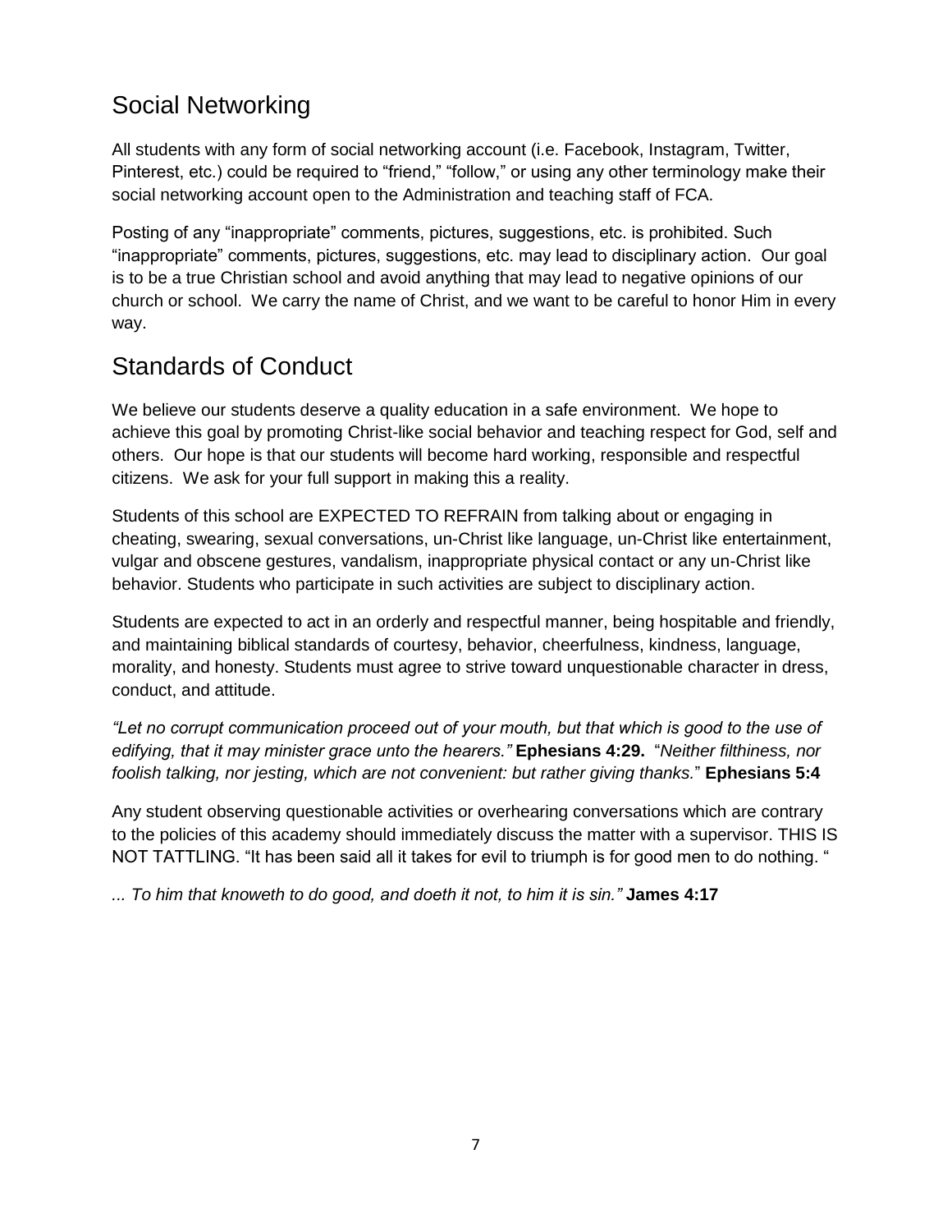## Social Networking

All students with any form of social networking account (i.e. Facebook, Instagram, Twitter, Pinterest, etc.) could be required to "friend," "follow," or using any other terminology make their social networking account open to the Administration and teaching staff of FCA.

Posting of any "inappropriate" comments, pictures, suggestions, etc. is prohibited. Such "inappropriate" comments, pictures, suggestions, etc. may lead to disciplinary action. Our goal is to be a true Christian school and avoid anything that may lead to negative opinions of our church or school. We carry the name of Christ, and we want to be careful to honor Him in every way.

## Standards of Conduct

We believe our students deserve a quality education in a safe environment. We hope to achieve this goal by promoting Christ-like social behavior and teaching respect for God, self and others. Our hope is that our students will become hard working, responsible and respectful citizens. We ask for your full support in making this a reality.

Students of this school are EXPECTED TO REFRAIN from talking about or engaging in cheating, swearing, sexual conversations, un-Christ like language, un-Christ like entertainment, vulgar and obscene gestures, vandalism, inappropriate physical contact or any un-Christ like behavior. Students who participate in such activities are subject to disciplinary action.

Students are expected to act in an orderly and respectful manner, being hospitable and friendly, and maintaining biblical standards of courtesy, behavior, cheerfulness, kindness, language, morality, and honesty. Students must agree to strive toward unquestionable character in dress, conduct, and attitude.

*"Let no corrupt communication proceed out of your mouth, but that which is good to the use of edifying, that it may minister grace unto the hearers."* **Ephesians 4:29.** "*Neither filthiness, nor foolish talking, nor jesting, which are not convenient: but rather giving thanks.*" **Ephesians 5:4**

Any student observing questionable activities or overhearing conversations which are contrary to the policies of this academy should immediately discuss the matter with a supervisor. THIS IS NOT TATTLING. "It has been said all it takes for evil to triumph is for good men to do nothing. "

*... To him that knoweth to do good, and doeth it not, to him it is sin."* **James 4:17**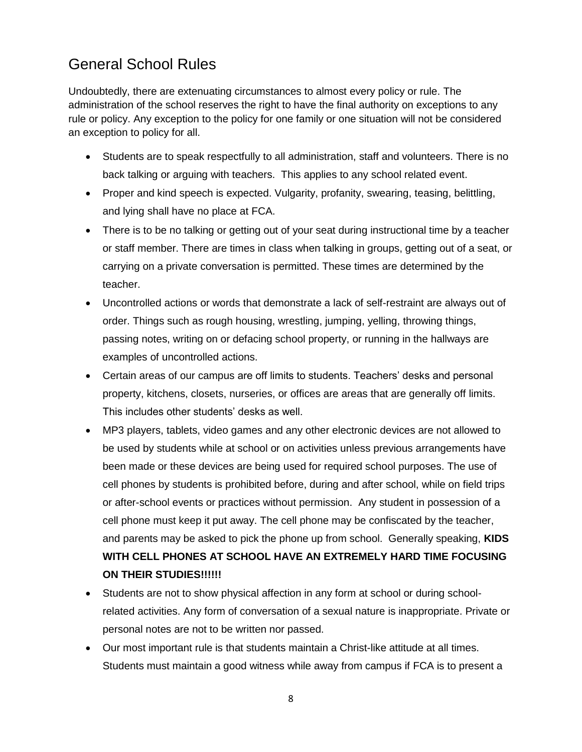## General School Rules

Undoubtedly, there are extenuating circumstances to almost every policy or rule. The administration of the school reserves the right to have the final authority on exceptions to any rule or policy. Any exception to the policy for one family or one situation will not be considered an exception to policy for all.

- Students are to speak respectfully to all administration, staff and volunteers. There is no back talking or arguing with teachers. This applies to any school related event.
- Proper and kind speech is expected. Vulgarity, profanity, swearing, teasing, belittling, and lying shall have no place at FCA.
- There is to be no talking or getting out of your seat during instructional time by a teacher or staff member. There are times in class when talking in groups, getting out of a seat, or carrying on a private conversation is permitted. These times are determined by the teacher.
- Uncontrolled actions or words that demonstrate a lack of self-restraint are always out of order. Things such as rough housing, wrestling, jumping, yelling, throwing things, passing notes, writing on or defacing school property, or running in the hallways are examples of uncontrolled actions.
- Certain areas of our campus are off limits to students. Teachers' desks and personal property, kitchens, closets, nurseries, or offices are areas that are generally off limits. This includes other students' desks as well.
- MP3 players, tablets, video games and any other electronic devices are not allowed to be used by students while at school or on activities unless previous arrangements have been made or these devices are being used for required school purposes. The use of cell phones by students is prohibited before, during and after school, while on field trips or after-school events or practices without permission. Any student in possession of a cell phone must keep it put away. The cell phone may be confiscated by the teacher, and parents may be asked to pick the phone up from school. Generally speaking, **KIDS WITH CELL PHONES AT SCHOOL HAVE AN EXTREMELY HARD TIME FOCUSING ON THEIR STUDIES!!!!!!**
- Students are not to show physical affection in any form at school or during school-related activities. Any form of conversation of a sexual nature is inappropriate. Private or personal notes are not to be written nor passed.
- Our most important rule is that students maintain a Christ-like attitude at all times. Students must maintain a good witness while away from campus if FCA is to present a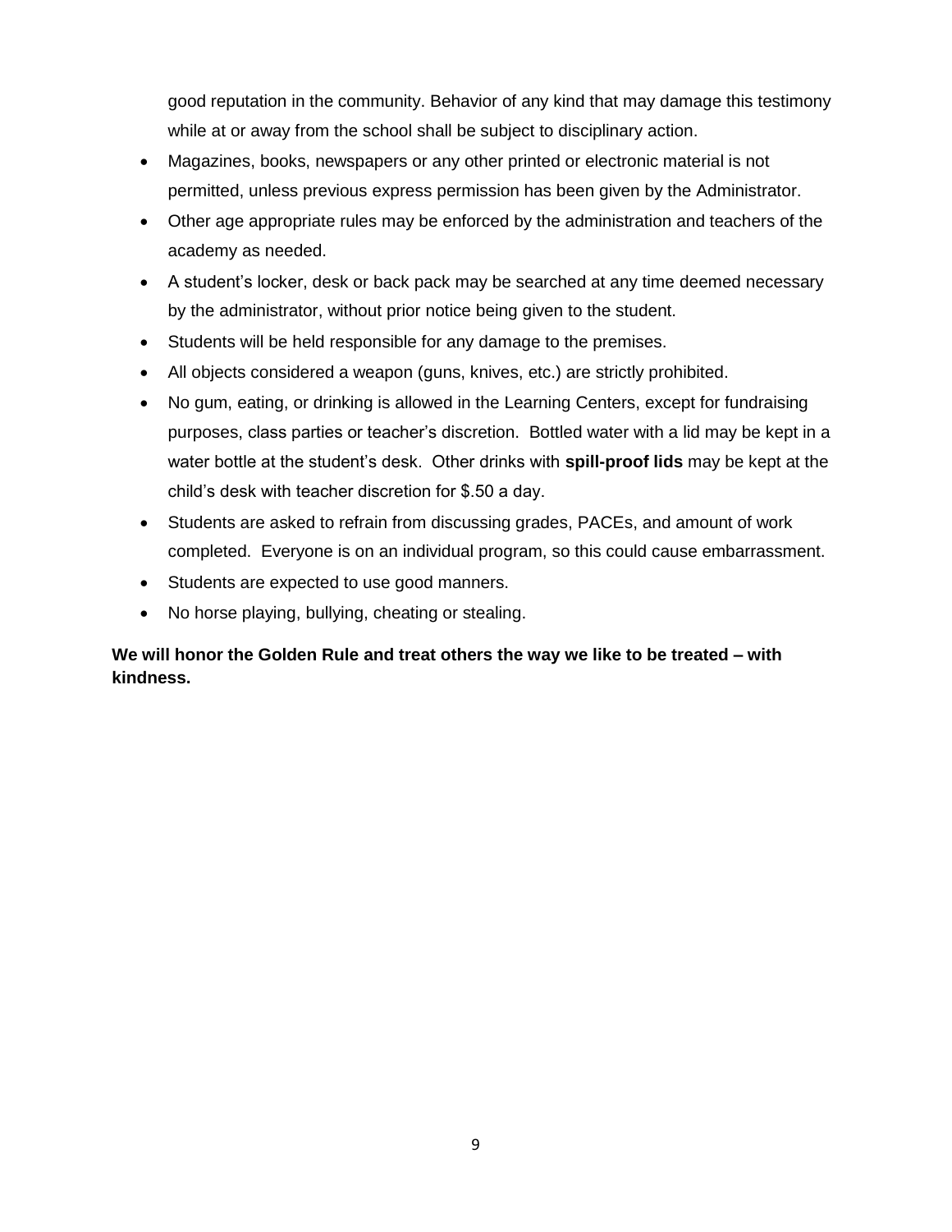good reputation in the community. Behavior of any kind that may damage this testimony while at or away from the school shall be subject to disciplinary action.

- Magazines, books, newspapers or any other printed or electronic material is not permitted, unless previous express permission has been given by the Administrator.
- Other age appropriate rules may be enforced by the administration and teachers of the academy as needed.
- A student's locker, desk or back pack may be searched at any time deemed necessary by the administrator, without prior notice being given to the student.
- Students will be held responsible for any damage to the premises.
- All objects considered a weapon (guns, knives, etc.) are strictly prohibited.
- No gum, eating, or drinking is allowed in the Learning Centers, except for fundraising purposes, class parties or teacher's discretion. Bottled water with a lid may be kept in a water bottle at the student's desk. Other drinks with **spill-proof lids** may be kept at the child's desk with teacher discretion for $.50 a day.
- Students are asked to refrain from discussing grades, PACEs, and amount of work completed. Everyone is on an individual program, so this could cause embarrassment.
- Students are expected to use good manners.
- No horse playing, bullying, cheating or stealing.

**We will honor the Golden Rule and treat others the way we like to be treated – with kindness.**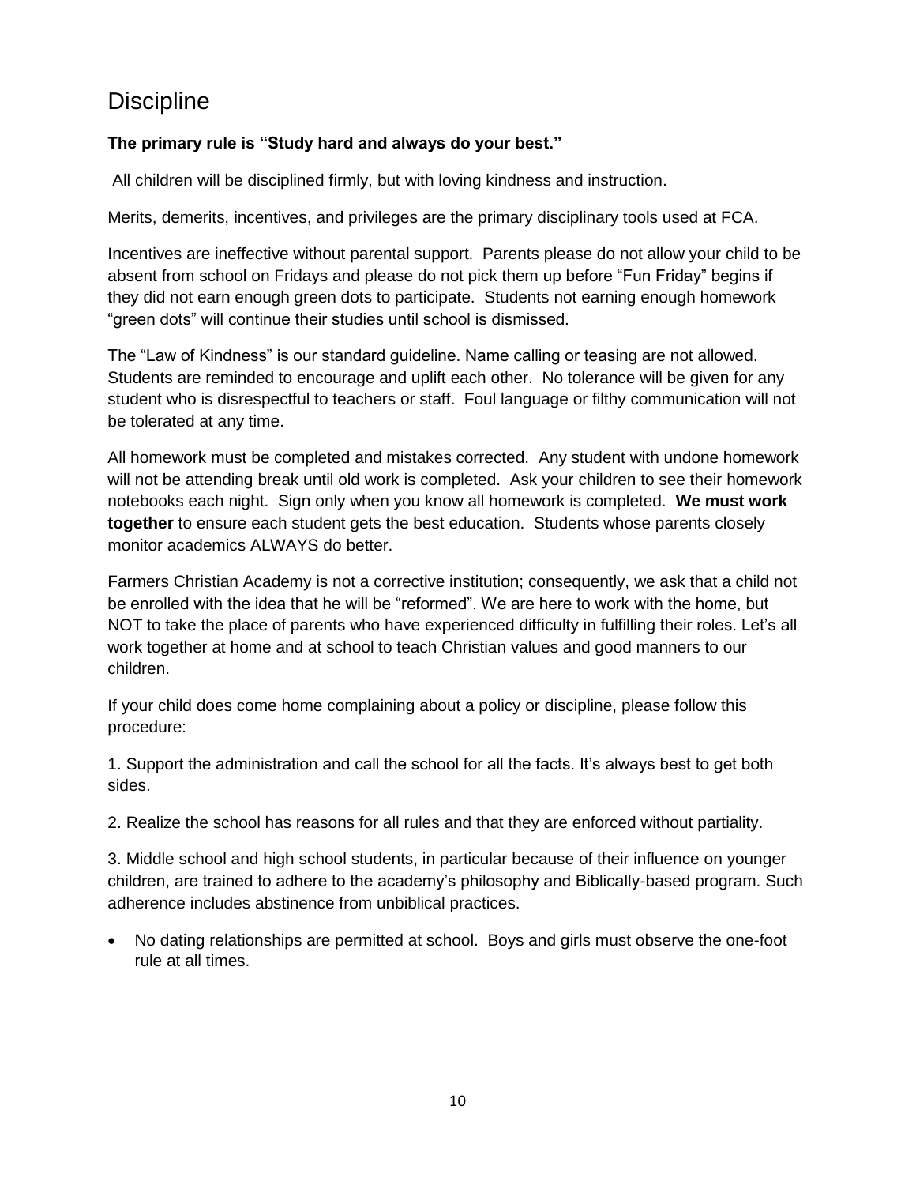## Discipline

**The primary rule is "Study hard and always do your best."**

All children will be disciplined firmly, but with loving kindness and instruction.

Merits, demerits, incentives, and privileges are the primary disciplinary tools used at FCA.

Incentives are ineffective without parental support. Parents please do not allow your child to be absent from school on Fridays and please do not pick them up before "Fun Friday" begins if they did not earn enough green dots to participate. Students not earning enough homework "green dots" will continue their studies until school is dismissed.

The "Law of Kindness" is our standard guideline. Name calling or teasing are not allowed. Students are reminded to encourage and uplift each other. No tolerance will be given for any student who is disrespectful to teachers or staff. Foul language or filthy communication will not be tolerated at any time.

All homework must be completed and mistakes corrected. Any student with undone homework will not be attending break until old work is completed. Ask your children to see their homework notebooks each night. Sign only when you know all homework is completed. **We must work together** to ensure each student gets the best education. Students whose parents closely monitor academics ALWAYS do better.

Farmers Christian Academy is not a corrective institution; consequently, we ask that a child not be enrolled with the idea that he will be "reformed". We are here to work with the home, but NOT to take the place of parents who have experienced difficulty in fulfilling their roles. Let's all work together at home and at school to teach Christian values and good manners to our children.

If your child does come home complaining about a policy or discipline, please follow this procedure:

1. Support the administration and call the school for all the facts. It's always best to get both sides.

2. Realize the school has reasons for all rules and that they are enforced without partiality.

3. Middle school and high school students, in particular because of their influence on younger children, are trained to adhere to the academy's philosophy and Biblically-based program. Such adherence includes abstinence from unbiblical practices.

- No dating relationships are permitted at school. Boys and girls must observe the one-foot rule at all times.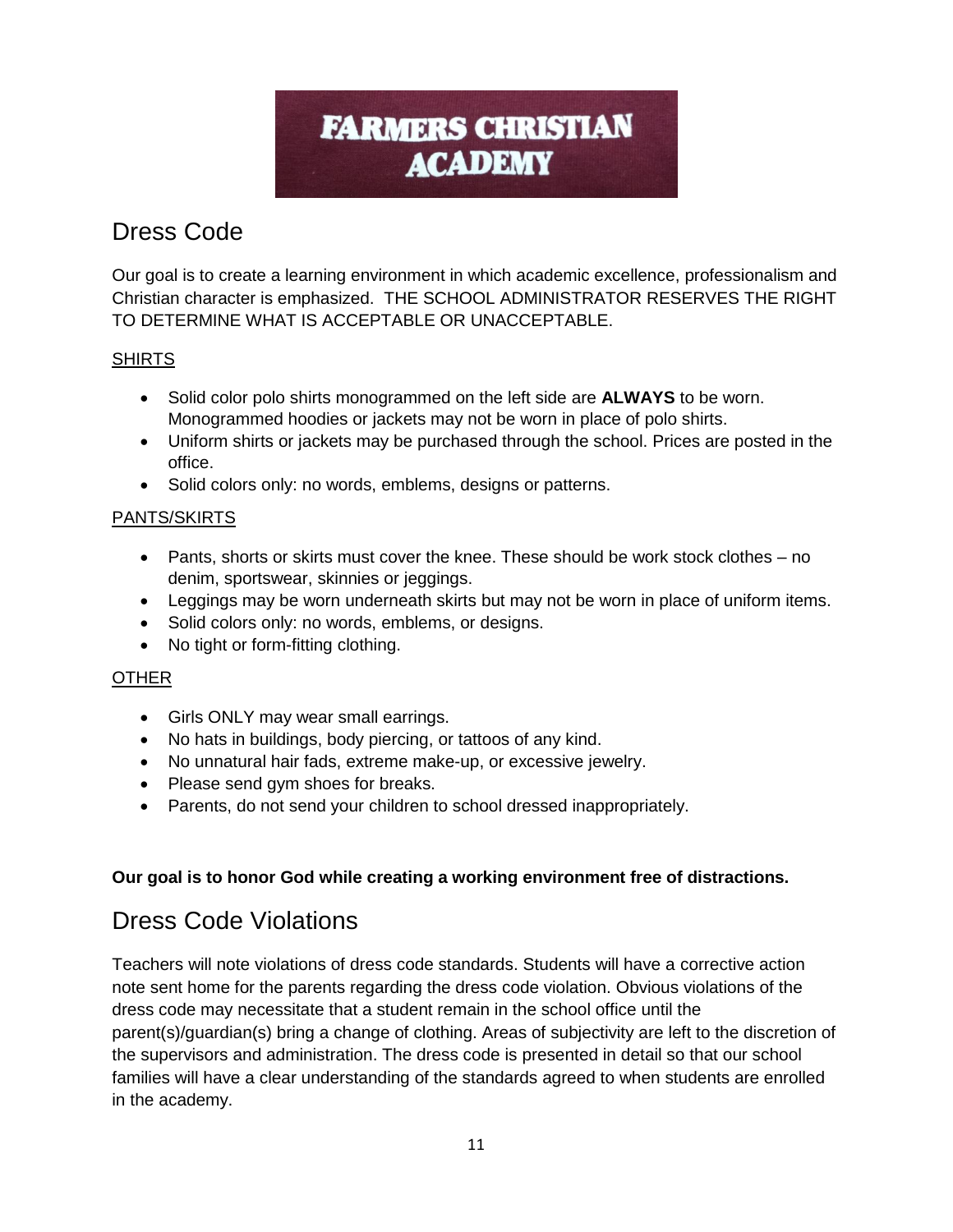FARMERS CHRISTIAN ACADEMY

## Dress Code

Our goal is to create a learning environment in which academic excellence, professionalism and Christian character is emphasized. THE SCHOOL ADMINISTRATOR RESERVES THE RIGHT TO DETERMINE WHAT IS ACCEPTABLE OR UNACCEPTABLE.

SHIRTS

- Solid color polo shirts monogrammed on the left side are **ALWAYS** to be worn. Monogrammed hoodies or jackets may not be worn in place of polo shirts.
- Uniform shirts or jackets may be purchased through the school. Prices are posted in the office.
- Solid colors only: no words, emblems, designs or patterns.

PANTS/SKIRTS

- Pants, shorts or skirts must cover the knee. These should be work stock clothes – no denim, sportswear, skinnies or jeggings.
- Leggings may be worn underneath skirts but may not be worn in place of uniform items.
- Solid colors only: no words, emblems, or designs.
- No tight or form-fitting clothing.

OTHER

- Girls ONLY may wear small earrings.
- No hats in buildings, body piercing, or tattoos of any kind.
- No unnatural hair fads, extreme make-up, or excessive jewelry.
- Please send gym shoes for breaks.
- Parents, do not send your children to school dressed inappropriately.

**Our goal is to honor God while creating a working environment free of distractions.**

## Dress Code Violations

Teachers will note violations of dress code standards. Students will have a corrective action note sent home for the parents regarding the dress code violation. Obvious violations of the dress code may necessitate that a student remain in the school office until the parent(s)/guardian(s) bring a change of clothing. Areas of subjectivity are left to the discretion of the supervisors and administration. The dress code is presented in detail so that our school families will have a clear understanding of the standards agreed to when students are enrolled in the academy.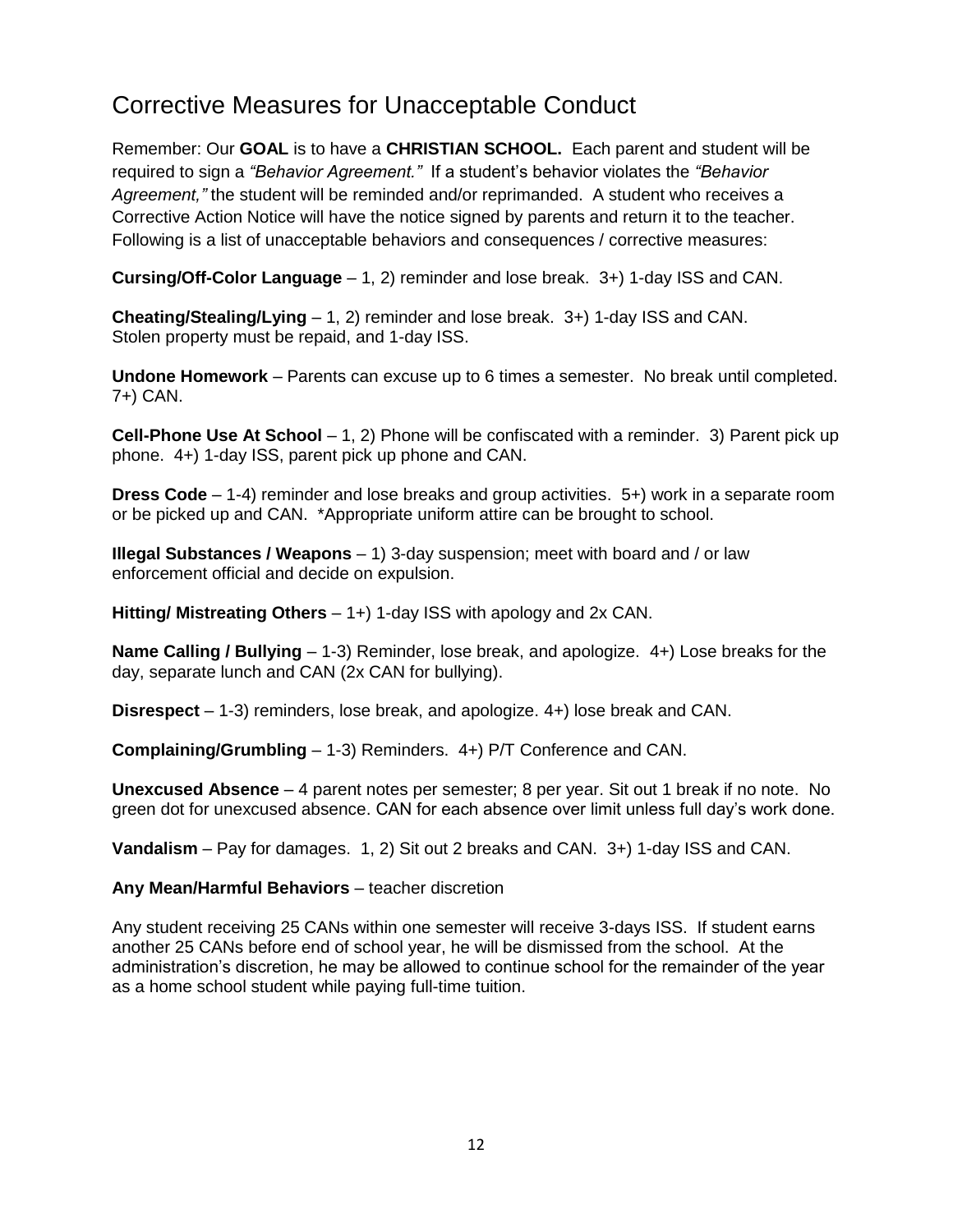## Corrective Measures for Unacceptable Conduct

Remember: Our **GOAL** is to have a **CHRISTIAN SCHOOL.** Each parent and student will be required to sign a *"Behavior Agreement."* If a student's behavior violates the *"Behavior Agreement,"* the student will be reminded and/or reprimanded. A student who receives a Corrective Action Notice will have the notice signed by parents and return it to the teacher. Following is a list of unacceptable behaviors and consequences / corrective measures:

**Cursing/Off-Color Language** – 1, 2) reminder and lose break. 3+) 1-day ISS and CAN.

**Cheating/Stealing/Lying** – 1, 2) reminder and lose break. 3+) 1-day ISS and CAN.
Stolen property must be repaid, and 1-day ISS.

**Undone Homework** – Parents can excuse up to 6 times a semester. No break until completed. 7+) CAN.

**Cell-Phone Use At School** – 1, 2) Phone will be confiscated with a reminder. 3) Parent pick up phone. 4+) 1-day ISS, parent pick up phone and CAN.

**Dress Code** – 1-4) reminder and lose breaks and group activities. 5+) work in a separate room or be picked up and CAN. *Appropriate uniform attire can be brought to school.

**Illegal Substances / Weapons** – 1) 3-day suspension; meet with board and / or law enforcement official and decide on expulsion.

**Hitting/ Mistreating Others** – 1+) 1-day ISS with apology and 2x CAN.

**Name Calling / Bullying** – 1-3) Reminder, lose break, and apologize. 4+) Lose breaks for the day, separate lunch and CAN (2x CAN for bullying).

**Disrespect** – 1-3) reminders, lose break, and apologize. 4+) lose break and CAN.

**Complaining/Grumbling** – 1-3) Reminders. 4+) P/T Conference and CAN.

**Unexcused Absence** – 4 parent notes per semester; 8 per year. Sit out 1 break if no note. No green dot for unexcused absence. CAN for each absence over limit unless full day's work done.

**Vandalism** – Pay for damages. 1, 2) Sit out 2 breaks and CAN. 3+) 1-day ISS and CAN.

**Any Mean/Harmful Behaviors** – teacher discretion

Any student receiving 25 CANs within one semester will receive 3-days ISS. If student earns another 25 CANs before end of school year, he will be dismissed from the school. At the administration's discretion, he may be allowed to continue school for the remainder of the year as a home school student while paying full-time tuition.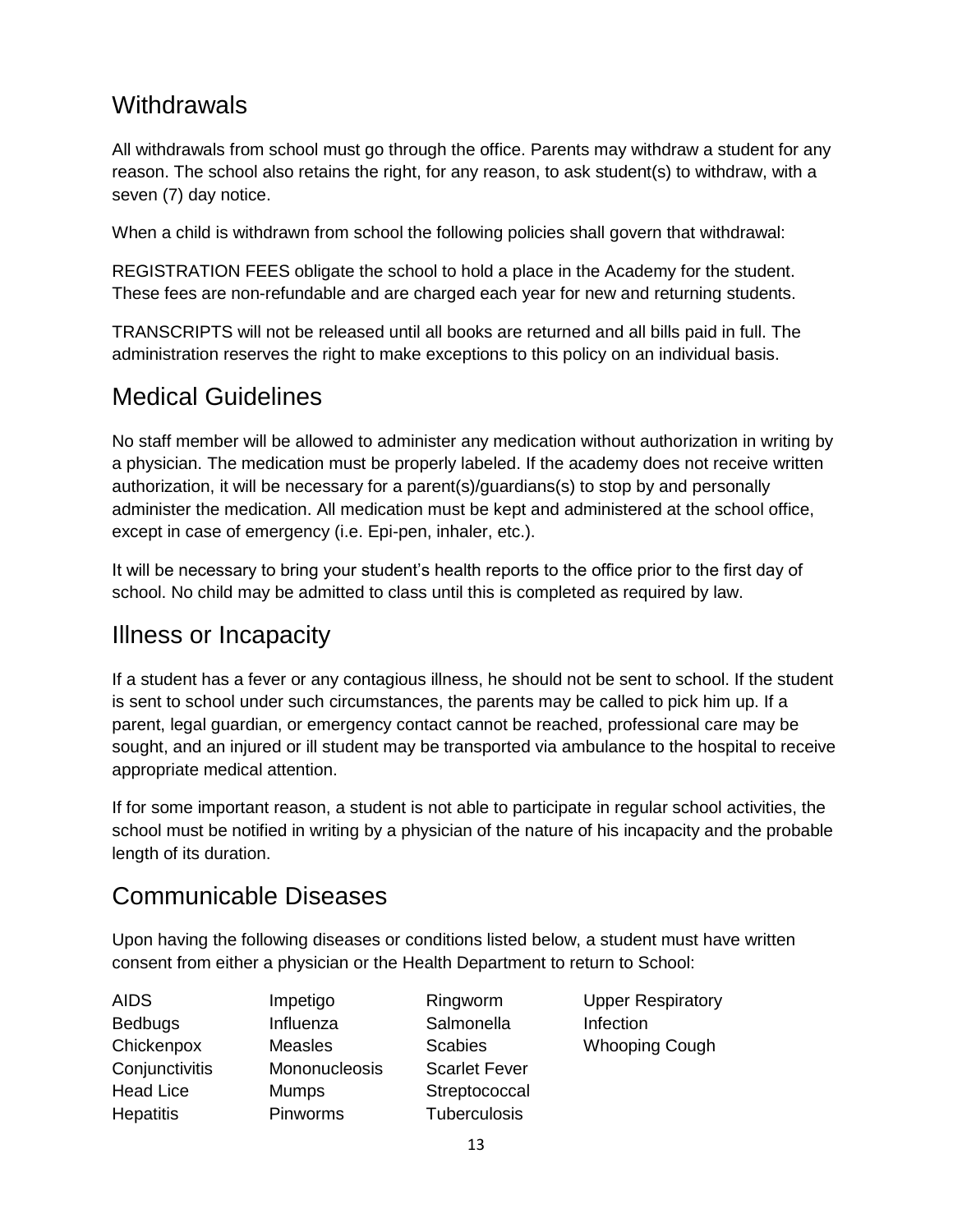## Withdrawals

All withdrawals from school must go through the office. Parents may withdraw a student for any reason. The school also retains the right, for any reason, to ask student(s) to withdraw, with a seven (7) day notice.

When a child is withdrawn from school the following policies shall govern that withdrawal:

REGISTRATION FEES obligate the school to hold a place in the Academy for the student. These fees are non-refundable and are charged each year for new and returning students.

TRANSCRIPTS will not be released until all books are returned and all bills paid in full. The administration reserves the right to make exceptions to this policy on an individual basis.

## Medical Guidelines

No staff member will be allowed to administer any medication without authorization in writing by a physician. The medication must be properly labeled. If the academy does not receive written authorization, it will be necessary for a parent(s)/guardians(s) to stop by and personally administer the medication. All medication must be kept and administered at the school office, except in case of emergency (i.e. Epi-pen, inhaler, etc.).

It will be necessary to bring your student's health reports to the office prior to the first day of school. No child may be admitted to class until this is completed as required by law.

## Illness or Incapacity

If a student has a fever or any contagious illness, he should not be sent to school. If the student is sent to school under such circumstances, the parents may be called to pick him up. If a parent, legal guardian, or emergency contact cannot be reached, professional care may be sought, and an injured or ill student may be transported via ambulance to the hospital to receive appropriate medical attention.

If for some important reason, a student is not able to participate in regular school activities, the school must be notified in writing by a physician of the nature of his incapacity and the probable length of its duration.

## Communicable Diseases

Upon having the following diseases or conditions listed below, a student must have written consent from either a physician or the Health Department to return to School:

- AIDS
- Bedbugs
- Chickenpox
- Conjunctivitis
- Head Lice
- Hepatitis
- Impetigo
- Influenza
- Measles
- Mononucleosis
- Mumps
- Pinworms
- Ringworm
- Salmonella
- Scabies
- Scarlet Fever
- Streptococcal
- Tuberculosis
- Upper Respiratory Infection
- Whooping Cough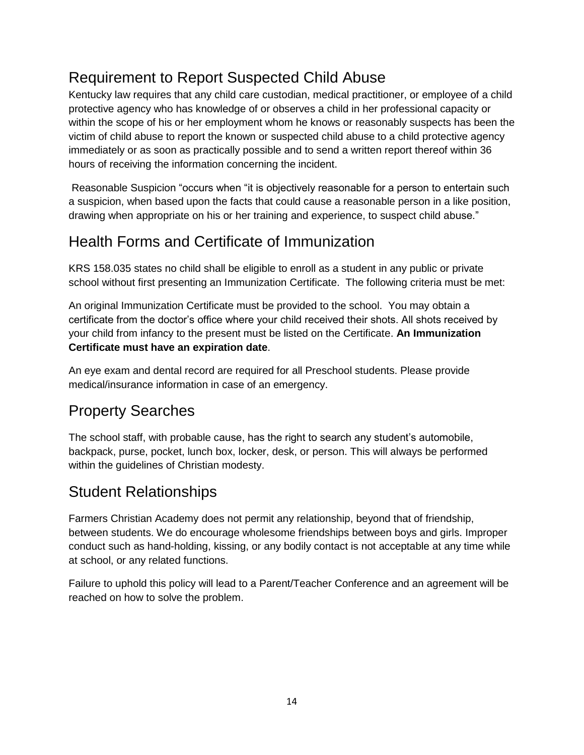## Requirement to Report Suspected Child Abuse

Kentucky law requires that any child care custodian, medical practitioner, or employee of a child protective agency who has knowledge of or observes a child in her professional capacity or within the scope of his or her employment whom he knows or reasonably suspects has been the victim of child abuse to report the known or suspected child abuse to a child protective agency immediately or as soon as practically possible and to send a written report thereof within 36 hours of receiving the information concerning the incident.

Reasonable Suspicion "occurs when "it is objectively reasonable for a person to entertain such a suspicion, when based upon the facts that could cause a reasonable person in a like position, drawing when appropriate on his or her training and experience, to suspect child abuse."

## Health Forms and Certificate of Immunization

KRS 158.035 states no child shall be eligible to enroll as a student in any public or private school without first presenting an Immunization Certificate. The following criteria must be met:

An original Immunization Certificate must be provided to the school. You may obtain a certificate from the doctor's office where your child received their shots. All shots received by your child from infancy to the present must be listed on the Certificate. **An Immunization Certificate must have an expiration date**.

An eye exam and dental record are required for all Preschool students. Please provide medical/insurance information in case of an emergency.

## Property Searches

The school staff, with probable cause, has the right to search any student's automobile, backpack, purse, pocket, lunch box, locker, desk, or person. This will always be performed within the guidelines of Christian modesty.

## Student Relationships

Farmers Christian Academy does not permit any relationship, beyond that of friendship, between students. We do encourage wholesome friendships between boys and girls. Improper conduct such as hand-holding, kissing, or any bodily contact is not acceptable at any time while at school, or any related functions.

Failure to uphold this policy will lead to a Parent/Teacher Conference and an agreement will be reached on how to solve the problem.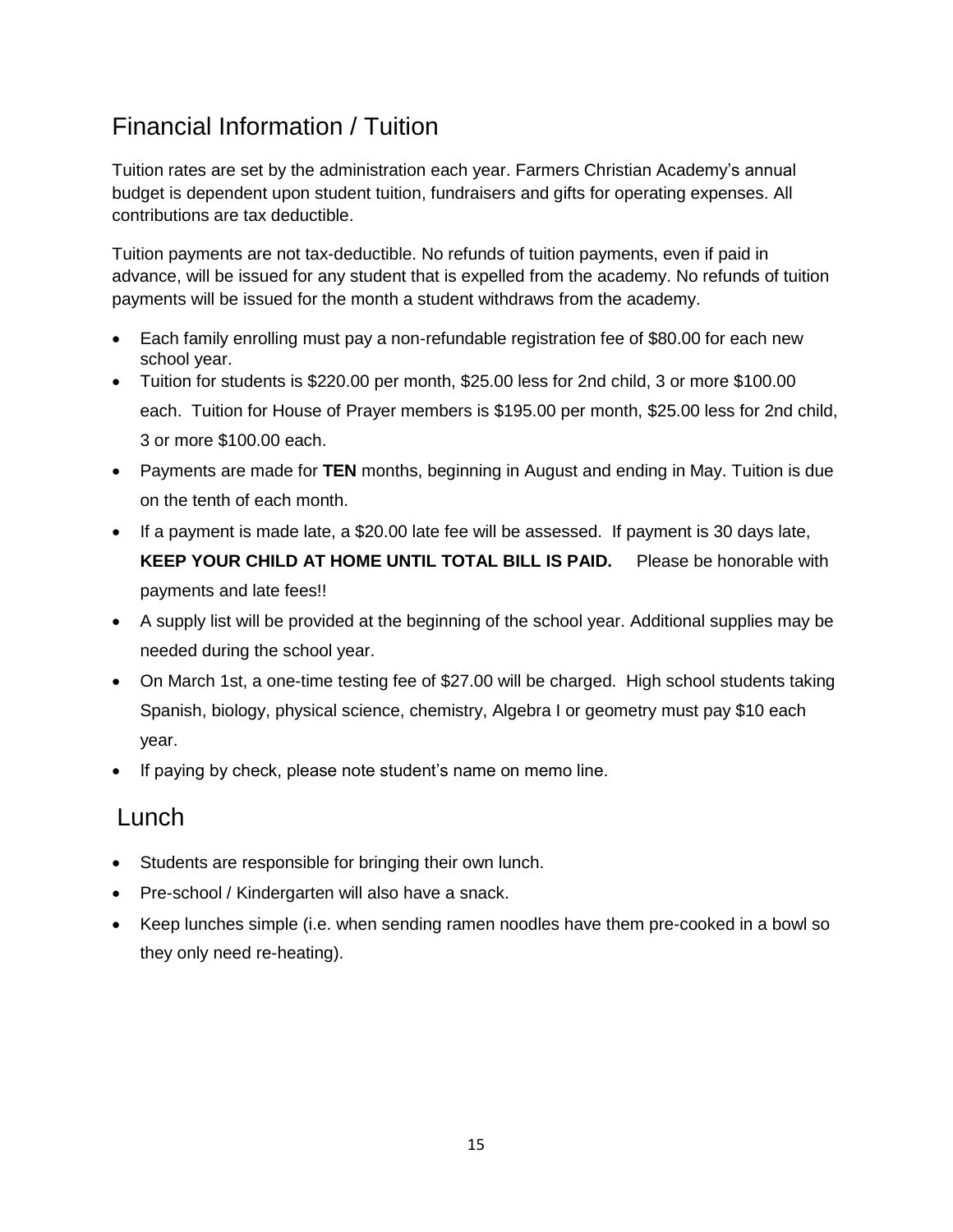## Financial Information / Tuition

Tuition rates are set by the administration each year. Farmers Christian Academy's annual budget is dependent upon student tuition, fundraisers and gifts for operating expenses. All contributions are tax deductible.

Tuition payments are not tax-deductible. No refunds of tuition payments, even if paid in advance, will be issued for any student that is expelled from the academy. No refunds of tuition payments will be issued for the month a student withdraws from the academy.

- Each family enrolling must pay a non-refundable registration fee of $80.00 for each new school year.
- Tuition for students is $220.00 per month, $25.00 less for 2nd child, 3 or more $100.00 each. Tuition for House of Prayer members is $195.00 per month, $25.00 less for 2nd child, 3 or more $100.00 each.
- Payments are made for **TEN** months, beginning in August and ending in May. Tuition is due on the tenth of each month.
- If a payment is made late, a $20.00 late fee will be assessed. If payment is 30 days late, **KEEP YOUR CHILD AT HOME UNTIL TOTAL BILL IS PAID.** Please be honorable with payments and late fees!!
- A supply list will be provided at the beginning of the school year. Additional supplies may be needed during the school year.
- On March 1st, a one-time testing fee of $27.00 will be charged. High school students taking Spanish, biology, physical science, chemistry, Algebra I or geometry must pay $10 each year.
- If paying by check, please note student's name on memo line.

## Lunch

- Students are responsible for bringing their own lunch.
- Pre-school / Kindergarten will also have a snack.
- Keep lunches simple (i.e. when sending ramen noodles have them pre-cooked in a bowl so they only need re-heating).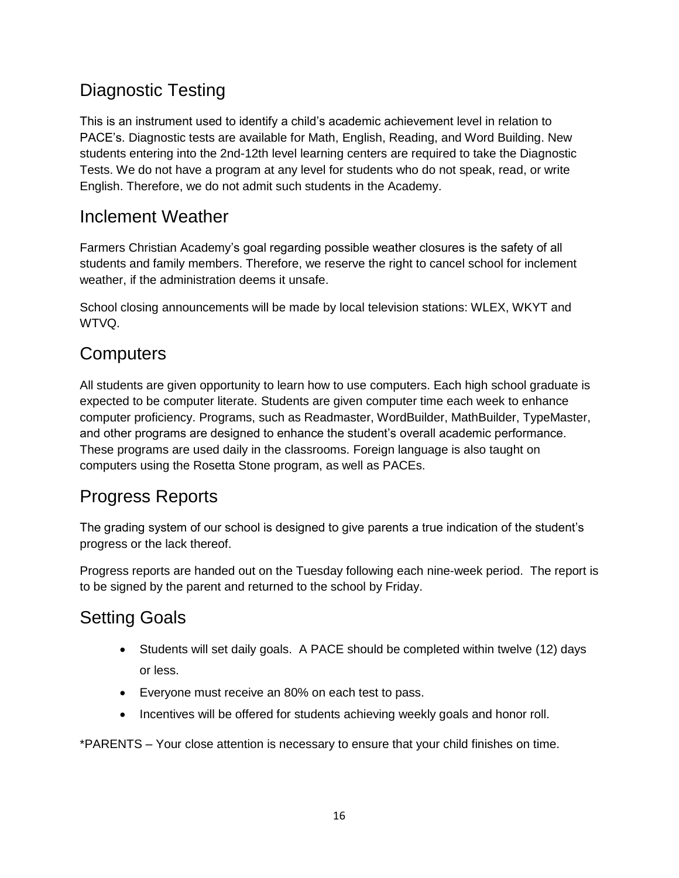## Diagnostic Testing

This is an instrument used to identify a child's academic achievement level in relation to PACE's. Diagnostic tests are available for Math, English, Reading, and Word Building. New students entering into the 2nd-12th level learning centers are required to take the Diagnostic Tests. We do not have a program at any level for students who do not speak, read, or write English. Therefore, we do not admit such students in the Academy.

## Inclement Weather

Farmers Christian Academy's goal regarding possible weather closures is the safety of all students and family members. Therefore, we reserve the right to cancel school for inclement weather, if the administration deems it unsafe.

School closing announcements will be made by local television stations: WLEX, WKYT and WTVQ.

## Computers

All students are given opportunity to learn how to use computers. Each high school graduate is expected to be computer literate. Students are given computer time each week to enhance computer proficiency. Programs, such as Readmaster, WordBuilder, MathBuilder, TypeMaster, and other programs are designed to enhance the student's overall academic performance. These programs are used daily in the classrooms. Foreign language is also taught on computers using the Rosetta Stone program, as well as PACEs.

## Progress Reports

The grading system of our school is designed to give parents a true indication of the student's progress or the lack thereof.

Progress reports are handed out on the Tuesday following each nine-week period. The report is to be signed by the parent and returned to the school by Friday.

## Setting Goals

- Students will set daily goals. A PACE should be completed within twelve (12) days or less.
- Everyone must receive an 80% on each test to pass.
- Incentives will be offered for students achieving weekly goals and honor roll.

*PARENTS – Your close attention is necessary to ensure that your child finishes on time.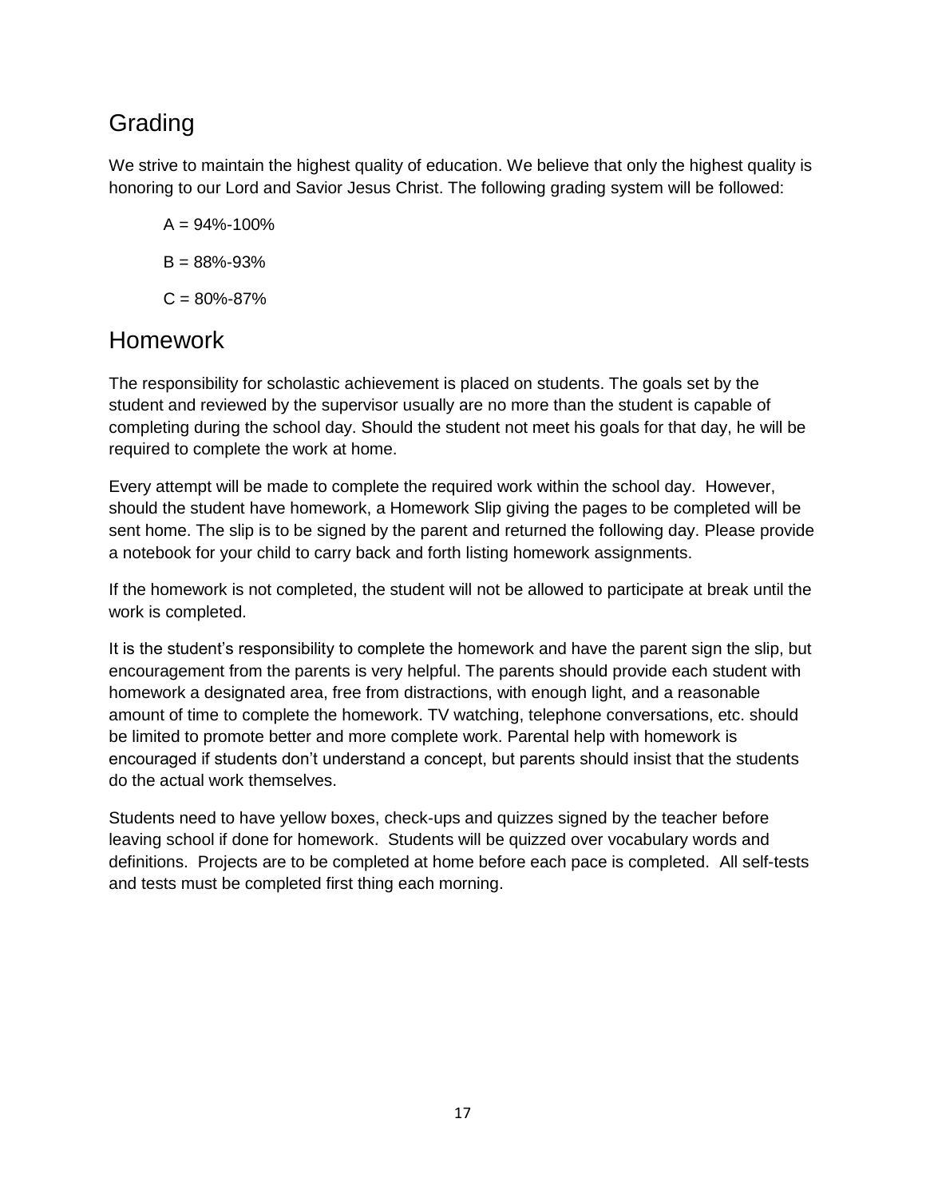## Grading

We strive to maintain the highest quality of education. We believe that only the highest quality is honoring to our Lord and Savior Jesus Christ. The following grading system will be followed:

A = 94%-100%

B = 88%-93%

C = 80%-87%

## Homework

The responsibility for scholastic achievement is placed on students. The goals set by the student and reviewed by the supervisor usually are no more than the student is capable of completing during the school day. Should the student not meet his goals for that day, he will be required to complete the work at home.

Every attempt will be made to complete the required work within the school day. However, should the student have homework, a Homework Slip giving the pages to be completed will be sent home. The slip is to be signed by the parent and returned the following day. Please provide a notebook for your child to carry back and forth listing homework assignments.

If the homework is not completed, the student will not be allowed to participate at break until the work is completed.

It is the student's responsibility to complete the homework and have the parent sign the slip, but encouragement from the parents is very helpful. The parents should provide each student with homework a designated area, free from distractions, with enough light, and a reasonable amount of time to complete the homework. TV watching, telephone conversations, etc. should be limited to promote better and more complete work. Parental help with homework is encouraged if students don't understand a concept, but parents should insist that the students do the actual work themselves.

Students need to have yellow boxes, check-ups and quizzes signed by the teacher before leaving school if done for homework. Students will be quizzed over vocabulary words and definitions. Projects are to be completed at home before each pace is completed. All self-tests and tests must be completed first thing each morning.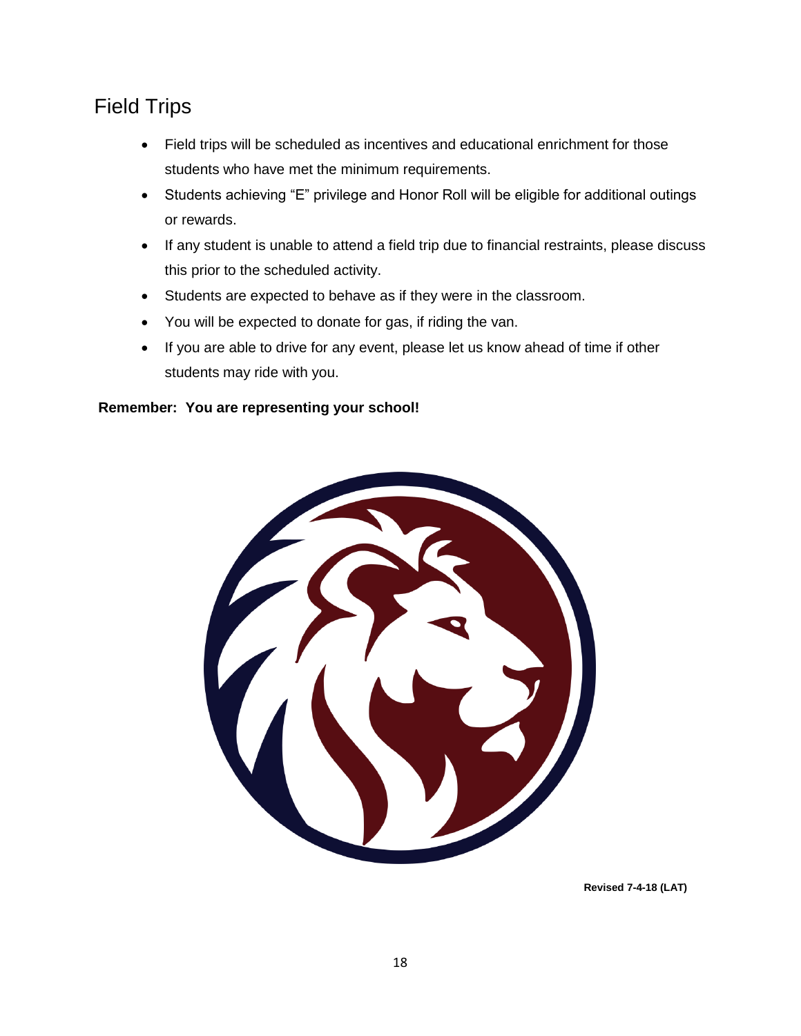## Field Trips

- Field trips will be scheduled as incentives and educational enrichment for those students who have met the minimum requirements.
- Students achieving "E" privilege and Honor Roll will be eligible for additional outings or rewards.
- If any student is unable to attend a field trip due to financial restraints, please discuss this prior to the scheduled activity.
- Students are expected to behave as if they were in the classroom.
- You will be expected to donate for gas, if riding the van.
- If you are able to drive for any event, please let us know ahead of time if other students may ride with you.

**Remember: You are representing your school!**

**Revised 7-4-18 (LAT)**